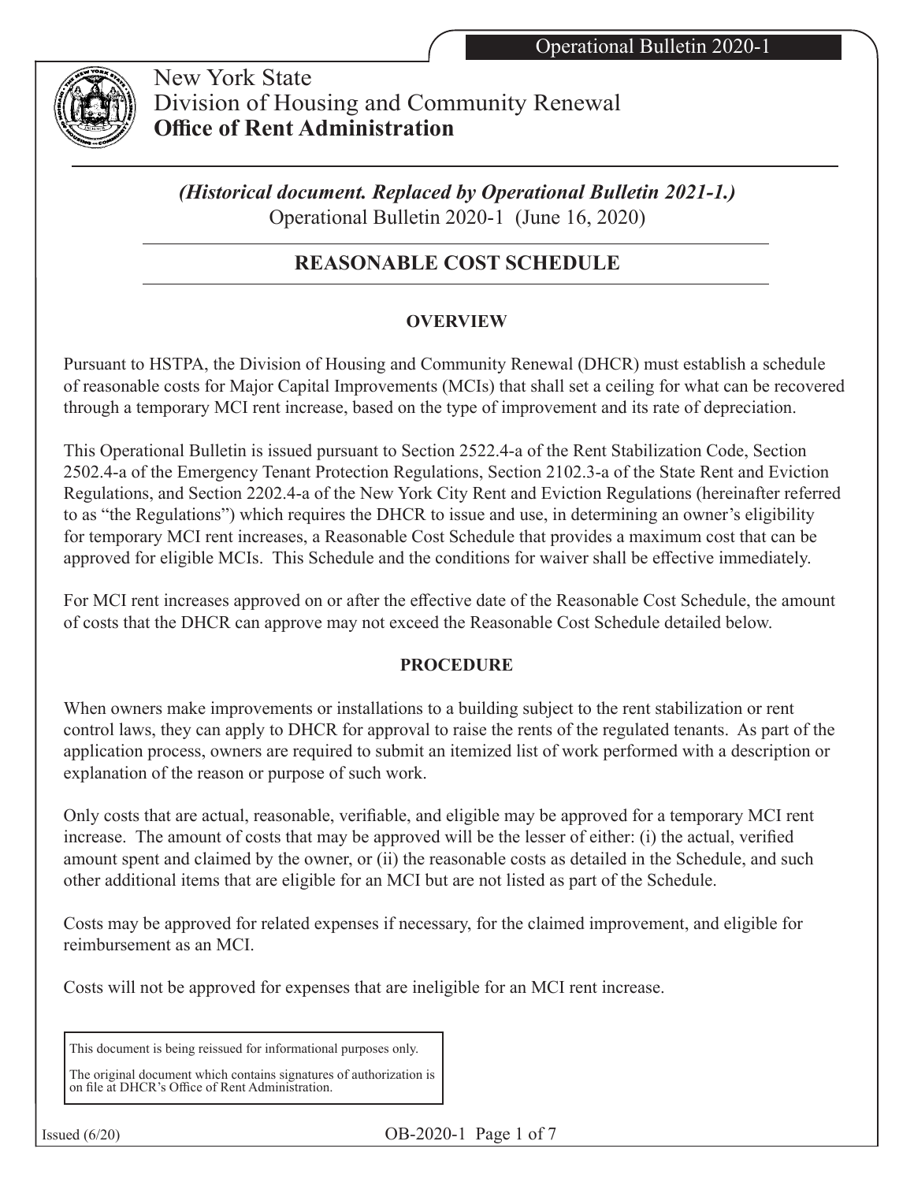New York State
Division of Housing and Community Renewal
**Office of Rent Administration**

***(Historical document. Replaced by Operational Bulletin 2021-1.)***
Operational Bulletin 2020-1 (June 16, 2020)

## REASONABLE COST SCHEDULE

### OVERVIEW

Pursuant to HSTPA, the Division of Housing and Community Renewal (DHCR) must establish a schedule of reasonable costs for Major Capital Improvements (MCIs) that shall set a ceiling for what can be recovered through a temporary MCI rent increase, based on the type of improvement and its rate of depreciation.

This Operational Bulletin is issued pursuant to Section 2522.4-a of the Rent Stabilization Code, Section 2502.4-a of the Emergency Tenant Protection Regulations, Section 2102.3-a of the State Rent and Eviction Regulations, and Section 2202.4-a of the New York City Rent and Eviction Regulations (hereinafter referred to as "the Regulations") which requires the DHCR to issue and use, in determining an owner's eligibility for temporary MCI rent increases, a Reasonable Cost Schedule that provides a maximum cost that can be approved for eligible MCIs. This Schedule and the conditions for waiver shall be effective immediately.

For MCI rent increases approved on or after the effective date of the Reasonable Cost Schedule, the amount of costs that the DHCR can approve may not exceed the Reasonable Cost Schedule detailed below.

### PROCEDURE

When owners make improvements or installations to a building subject to the rent stabilization or rent control laws, they can apply to DHCR for approval to raise the rents of the regulated tenants. As part of the application process, owners are required to submit an itemized list of work performed with a description or explanation of the reason or purpose of such work.

Only costs that are actual, reasonable, verifiable, and eligible may be approved for a temporary MCI rent increase. The amount of costs that may be approved will be the lesser of either: (i) the actual, verified amount spent and claimed by the owner, or (ii) the reasonable costs as detailed in the Schedule, and such other additional items that are eligible for an MCI but are not listed as part of the Schedule.

Costs may be approved for related expenses if necessary, for the claimed improvement, and eligible for reimbursement as an MCI.

Costs will not be approved for expenses that are ineligible for an MCI rent increase.

This document is being reissued for informational purposes only.

The original document which contains signatures of authorization is on file at DHCR's Office of Rent Administration.

Issued (6/20)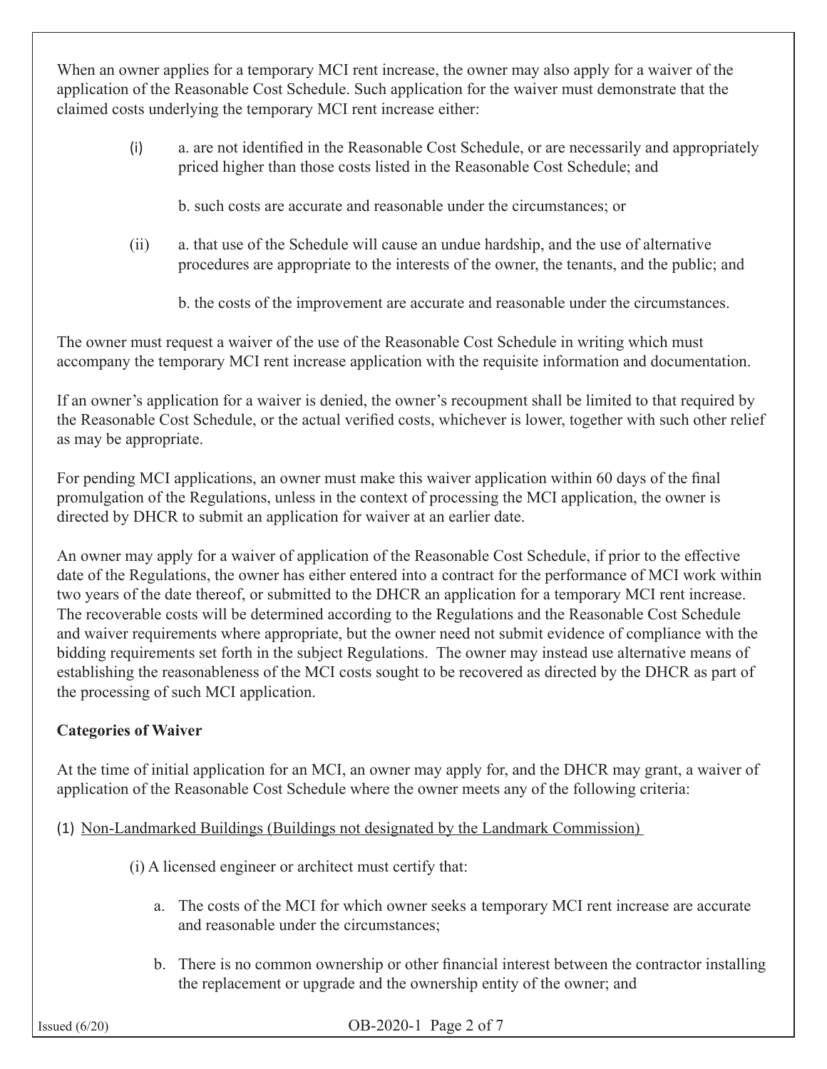When an owner applies for a temporary MCI rent increase, the owner may also apply for a waiver of the application of the Reasonable Cost Schedule. Such application for the waiver must demonstrate that the claimed costs underlying the temporary MCI rent increase either:

(i) a. are not identified in the Reasonable Cost Schedule, or are necessarily and appropriately priced higher than those costs listed in the Reasonable Cost Schedule; and

b. such costs are accurate and reasonable under the circumstances; or

(ii) a. that use of the Schedule will cause an undue hardship, and the use of alternative procedures are appropriate to the interests of the owner, the tenants, and the public; and

b. the costs of the improvement are accurate and reasonable under the circumstances.

The owner must request a waiver of the use of the Reasonable Cost Schedule in writing which must accompany the temporary MCI rent increase application with the requisite information and documentation.

If an owner's application for a waiver is denied, the owner's recoupment shall be limited to that required by the Reasonable Cost Schedule, or the actual verified costs, whichever is lower, together with such other relief as may be appropriate.

For pending MCI applications, an owner must make this waiver application within 60 days of the final promulgation of the Regulations, unless in the context of processing the MCI application, the owner is directed by DHCR to submit an application for waiver at an earlier date.

An owner may apply for a waiver of application of the Reasonable Cost Schedule, if prior to the effective date of the Regulations, the owner has either entered into a contract for the performance of MCI work within two years of the date thereof, or submitted to the DHCR an application for a temporary MCI rent increase. The recoverable costs will be determined according to the Regulations and the Reasonable Cost Schedule and waiver requirements where appropriate, but the owner need not submit evidence of compliance with the bidding requirements set forth in the subject Regulations. The owner may instead use alternative means of establishing the reasonableness of the MCI costs sought to be recovered as directed by the DHCR as part of the processing of such MCI application.

**Categories of Waiver**

At the time of initial application for an MCI, an owner may apply for, and the DHCR may grant, a waiver of application of the Reasonable Cost Schedule where the owner meets any of the following criteria:

(1) Non-Landmarked Buildings (Buildings not designated by the Landmark Commission)

(i) A licensed engineer or architect must certify that:

a. The costs of the MCI for which owner seeks a temporary MCI rent increase are accurate and reasonable under the circumstances;

b. There is no common ownership or other financial interest between the contractor installing the replacement or upgrade and the ownership entity of the owner; and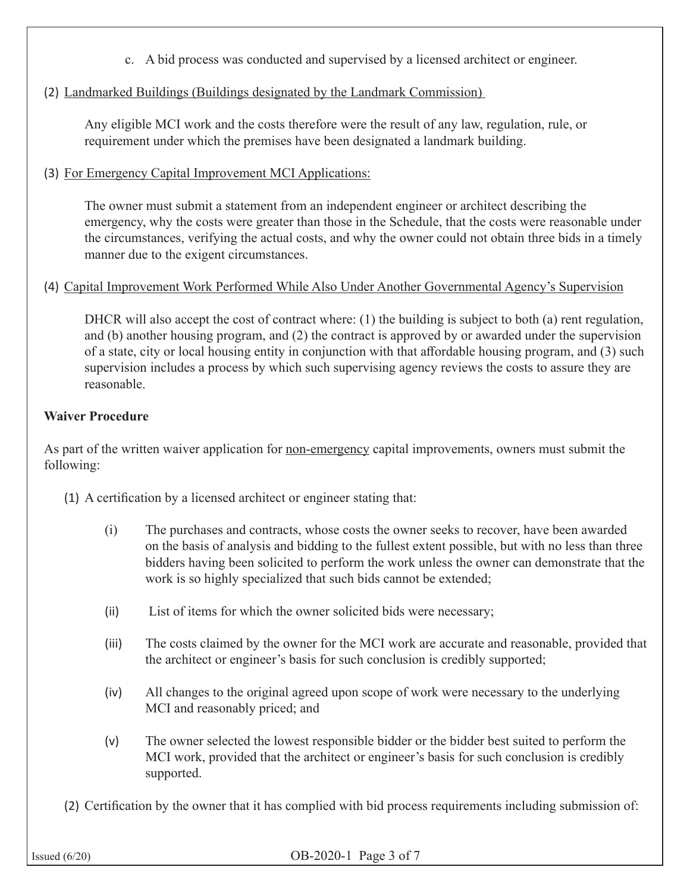c. A bid process was conducted and supervised by a licensed architect or engineer.

(2) <u>Landmarked Buildings (Buildings designated by the Landmark Commission)</u>

Any eligible MCI work and the costs therefore were the result of any law, regulation, rule, or requirement under which the premises have been designated a landmark building.

(3) <u>For Emergency Capital Improvement MCI Applications:</u>

The owner must submit a statement from an independent engineer or architect describing the emergency, why the costs were greater than those in the Schedule, that the costs were reasonable under the circumstances, verifying the actual costs, and why the owner could not obtain three bids in a timely manner due to the exigent circumstances.

(4) <u>Capital Improvement Work Performed While Also Under Another Governmental Agency's Supervision</u>

DHCR will also accept the cost of contract where: (1) the building is subject to both (a) rent regulation, and (b) another housing program, and (2) the contract is approved by or awarded under the supervision of a state, city or local housing entity in conjunction with that affordable housing program, and (3) such supervision includes a process by which such supervising agency reviews the costs to assure they are reasonable.

**Waiver Procedure**

As part of the written waiver application for <u>non-emergency</u> capital improvements, owners must submit the following:

(1) A certification by a licensed architect or engineer stating that:

- (i) The purchases and contracts, whose costs the owner seeks to recover, have been awarded on the basis of analysis and bidding to the fullest extent possible, but with no less than three bidders having been solicited to perform the work unless the owner can demonstrate that the work is so highly specialized that such bids cannot be extended;
- (ii) List of items for which the owner solicited bids were necessary;
- (iii) The costs claimed by the owner for the MCI work are accurate and reasonable, provided that the architect or engineer's basis for such conclusion is credibly supported;
- (iv) All changes to the original agreed upon scope of work were necessary to the underlying MCI and reasonably priced; and
- (v) The owner selected the lowest responsible bidder or the bidder best suited to perform the MCI work, provided that the architect or engineer's basis for such conclusion is credibly supported.

(2) Certification by the owner that it has complied with bid process requirements including submission of: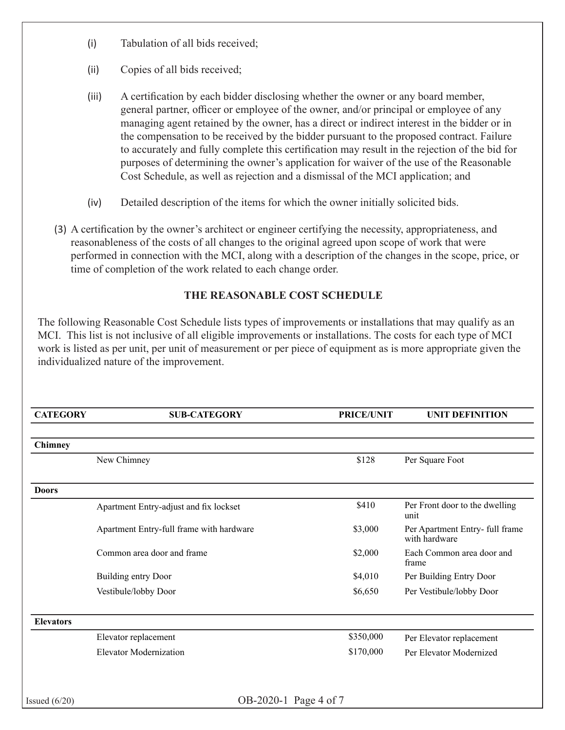(i) Tabulation of all bids received;

(ii) Copies of all bids received;

(iii) A certification by each bidder disclosing whether the owner or any board member, general partner, officer or employee of the owner, and/or principal or employee of any managing agent retained by the owner, has a direct or indirect interest in the bidder or in the compensation to be received by the bidder pursuant to the proposed contract. Failure to accurately and fully complete this certification may result in the rejection of the bid for purposes of determining the owner's application for waiver of the use of the Reasonable Cost Schedule, as well as rejection and a dismissal of the MCI application; and

(iv) Detailed description of the items for which the owner initially solicited bids.

(3) A certification by the owner's architect or engineer certifying the necessity, appropriateness, and reasonableness of the costs of all changes to the original agreed upon scope of work that were performed in connection with the MCI, along with a description of the changes in the scope, price, or time of completion of the work related to each change order.

## THE REASONABLE COST SCHEDULE

The following Reasonable Cost Schedule lists types of improvements or installations that may qualify as an MCI. This list is not inclusive of all eligible improvements or installations. The costs for each type of MCI work is listed as per unit, per unit of measurement or per piece of equipment as is more appropriate given the individualized nature of the improvement.

| CATEGORY | SUB-CATEGORY | PRICE/UNIT | UNIT DEFINITION |
|---|---|---|---|
| **Chimney** | | | |
| | New Chimney | $128 | Per Square Foot |
| **Doors** | | | |
| | Apartment Entry-adjust and fix lockset | $410 | Per Front door to the dwelling unit |
| | Apartment Entry-full frame with hardware | $3,000 | Per Apartment Entry- full frame with hardware |
| | Common area door and frame | $2,000 | Each Common area door and frame |
| | Building entry Door | $4,010 | Per Building Entry Door |
| | Vestibule/lobby Door | $6,650 | Per Vestibule/lobby Door |
| **Elevators** | | | |
| | Elevator replacement | $350,000 | Per Elevator replacement |
| | Elevator Modernization | $170,000 | Per Elevator Modernized |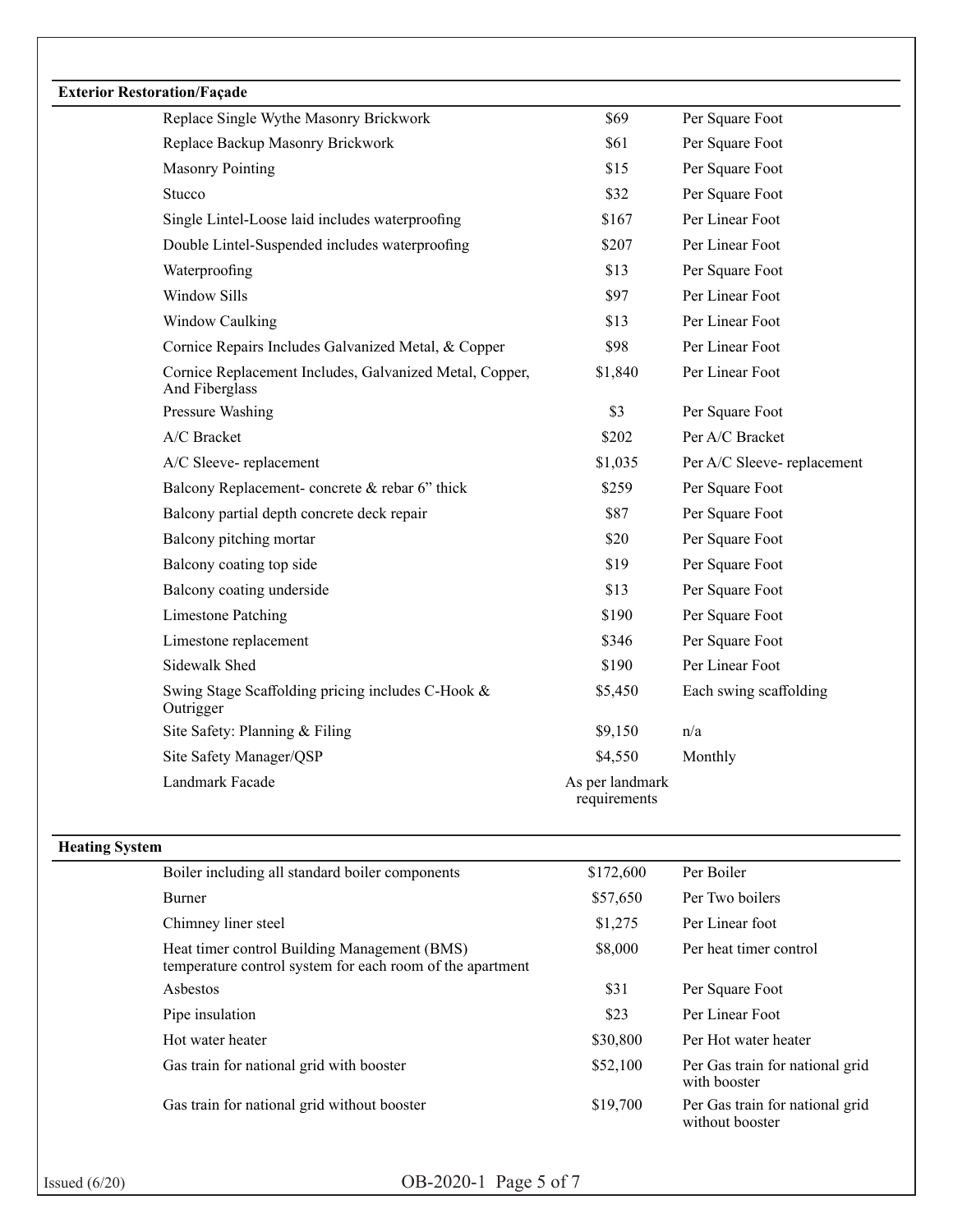**Exterior Restoration/Façade**

| Item | Cost | Unit |
|---|---|---|
| Replace Single Wythe Masonry Brickwork | $69 | Per Square Foot |
| Replace Backup Masonry Brickwork | $61 | Per Square Foot |
| Masonry Pointing | $15 | Per Square Foot |
| Stucco | $32 | Per Square Foot |
| Single Lintel-Loose laid includes waterproofing | $167 | Per Linear Foot |
| Double Lintel-Suspended includes waterproofing | $207 | Per Linear Foot |
| Waterproofing | $13 | Per Square Foot |
| Window Sills | $97 | Per Linear Foot |
| Window Caulking | $13 | Per Linear Foot |
| Cornice Repairs Includes Galvanized Metal, & Copper | $98 | Per Linear Foot |
| Cornice Replacement Includes, Galvanized Metal, Copper, And Fiberglass | $1,840 | Per Linear Foot |
| Pressure Washing | $3 | Per Square Foot |
| A/C Bracket | $202 | Per A/C Bracket |
| A/C Sleeve- replacement | $1,035 | Per A/C Sleeve- replacement |
| Balcony Replacement- concrete & rebar 6" thick | $259 | Per Square Foot |
| Balcony partial depth concrete deck repair | $87 | Per Square Foot |
| Balcony pitching mortar | $20 | Per Square Foot |
| Balcony coating top side | $19 | Per Square Foot |
| Balcony coating underside | $13 | Per Square Foot |
| Limestone Patching | $190 | Per Square Foot |
| Limestone replacement | $346 | Per Square Foot |
| Sidewalk Shed | $190 | Per Linear Foot |
| Swing Stage Scaffolding pricing includes C-Hook & Outrigger | $5,450 | Each swing scaffolding |
| Site Safety: Planning & Filing | $9,150 | n/a |
| Site Safety Manager/QSP | $4,550 | Monthly |
| Landmark Facade | As per landmark requirements | |

**Heating System**

| Item | Cost | Unit |
|---|---|---|
| Boiler including all standard boiler components | $172,600 | Per Boiler |
| Burner | $57,650 | Per Two boilers |
| Chimney liner steel | $1,275 | Per Linear foot |
| Heat timer control Building Management (BMS) temperature control system for each room of the apartment | $8,000 | Per heat timer control |
| Asbestos | $31 | Per Square Foot |
| Pipe insulation | $23 | Per Linear Foot |
| Hot water heater | $30,800 | Per Hot water heater |
| Gas train for national grid with booster | $52,100 | Per Gas train for national grid with booster |
| Gas train for national grid without booster | $19,700 | Per Gas train for national grid without booster |

Issued (6/20)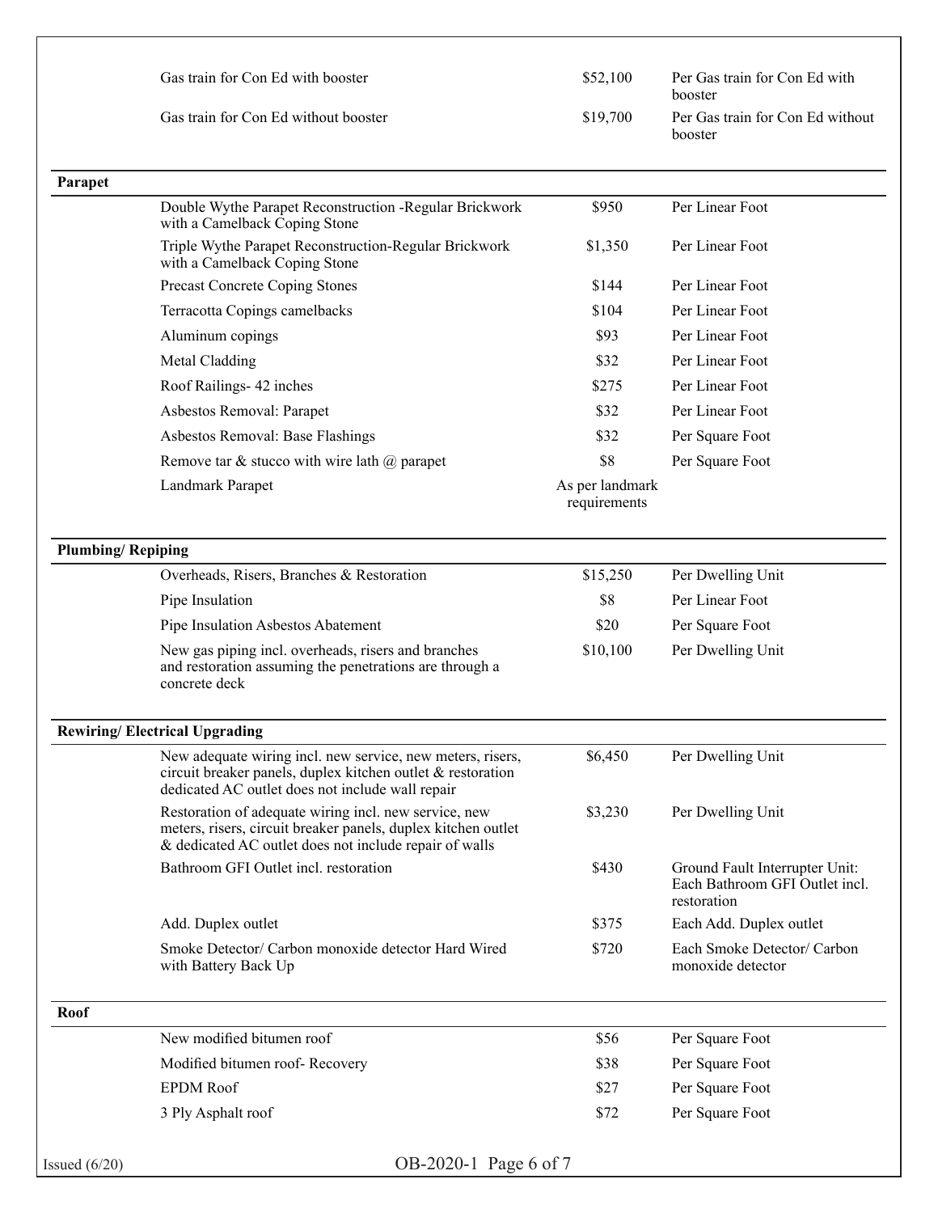| Category | Item | Cost | Unit |
|---|---|---|---|
| | Gas train for Con Ed with booster | $52,100 | Per Gas train for Con Ed with booster |
| | Gas train for Con Ed without booster | $19,700 | Per Gas train for Con Ed without booster |
| **Parapet** | | | |
| | Double Wythe Parapet Reconstruction -Regular Brickwork with a Camelback Coping Stone | $950 | Per Linear Foot |
| | Triple Wythe Parapet Reconstruction-Regular Brickwork with a Camelback Coping Stone | $1,350 | Per Linear Foot |
| | Precast Concrete Coping Stones | $144 | Per Linear Foot |
| | Terracotta Copings camelbacks | $104 | Per Linear Foot |
| | Aluminum copings | $93 | Per Linear Foot |
| | Metal Cladding | $32 | Per Linear Foot |
| | Roof Railings- 42 inches | $275 | Per Linear Foot |
| | Asbestos Removal: Parapet | $32 | Per Linear Foot |
| | Asbestos Removal: Base Flashings | $32 | Per Square Foot |
| | Remove tar & stucco with wire lath @ parapet | $8 | Per Square Foot |
| | Landmark Parapet | As per landmark requirements | |
| **Plumbing/ Repiping** | | | |
| | Overheads, Risers, Branches & Restoration | $15,250 | Per Dwelling Unit |
| | Pipe Insulation | $8 | Per Linear Foot |
| | Pipe Insulation Asbestos Abatement | $20 | Per Square Foot |
| | New gas piping incl. overheads, risers and branches and restoration assuming the penetrations are through a concrete deck | $10,100 | Per Dwelling Unit |
| **Rewiring/ Electrical Upgrading** | | | |
| | New adequate wiring incl. new service, new meters, risers, circuit breaker panels, duplex kitchen outlet & restoration dedicated AC outlet does not include wall repair | $6,450 | Per Dwelling Unit |
| | Restoration of adequate wiring incl. new service, new meters, risers, circuit breaker panels, duplex kitchen outlet & dedicated AC outlet does not include repair of walls | $3,230 | Per Dwelling Unit |
| | Bathroom GFI Outlet incl. restoration | $430 | Ground Fault Interrupter Unit: Each Bathroom GFI Outlet incl. restoration |
| | Add. Duplex outlet | $375 | Each Add. Duplex outlet |
| | Smoke Detector/ Carbon monoxide detector Hard Wired with Battery Back Up | $720 | Each Smoke Detector/ Carbon monoxide detector |
| **Roof** | | | |
| | New modified bitumen roof | $56 | Per Square Foot |
| | Modified bitumen roof- Recovery | $38 | Per Square Foot |
| | EPDM Roof | $27 | Per Square Foot |
| | 3 Ply Asphalt roof | $72 | Per Square Foot |

Issued (6/20)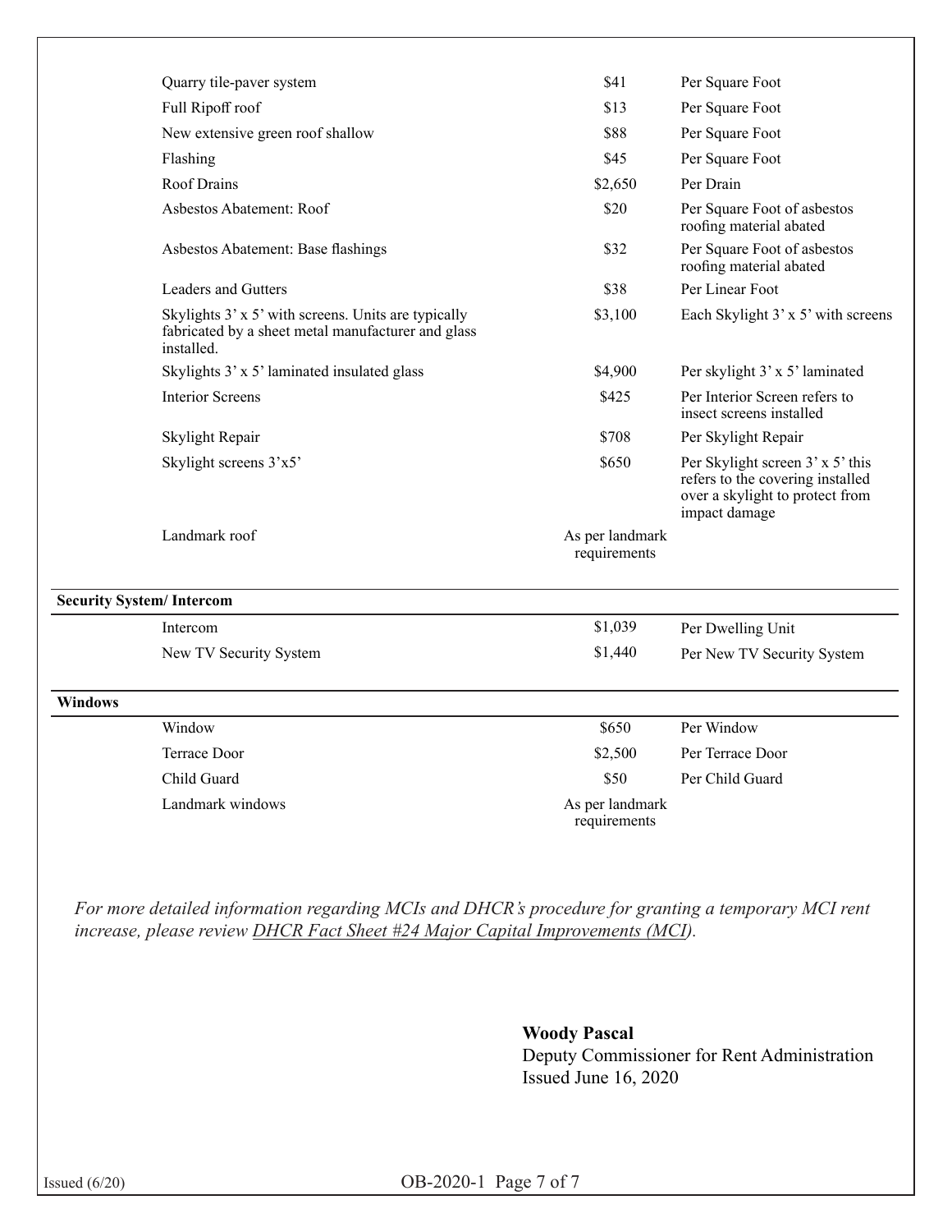| | | | |
|---|---|---|---|
| | Quarry tile-paver system | $41 | Per Square Foot |
| | Full Ripoff roof | $13 | Per Square Foot |
| | New extensive green roof shallow | $88 | Per Square Foot |
| | Flashing | $45 | Per Square Foot |
| | Roof Drains | $2,650 | Per Drain |
| | Asbestos Abatement: Roof | $20 | Per Square Foot of asbestos roofing material abated |
| | Asbestos Abatement: Base flashings | $32 | Per Square Foot of asbestos roofing material abated |
| | Leaders and Gutters | $38 | Per Linear Foot |
| | Skylights 3' x 5' with screens. Units are typically fabricated by a sheet metal manufacturer and glass installed. | $3,100 | Each Skylight 3' x 5' with screens |
| | Skylights 3' x 5' laminated insulated glass | $4,900 | Per skylight 3' x 5' laminated |
| | Interior Screens | $425 | Per Interior Screen refers to insect screens installed |
| | Skylight Repair | $708 | Per Skylight Repair |
| | Skylight screens 3'x5' | $650 | Per Skylight screen 3' x 5' this refers to the covering installed over a skylight to protect from impact damage |
| | Landmark roof | As per landmark requirements | |
| **Security System/ Intercom** | | | |
| | Intercom | $1,039 | Per Dwelling Unit |
| | New TV Security System | $1,440 | Per New TV Security System |
| **Windows** | | | |
| | Window | $650 | Per Window |
| | Terrace Door | $2,500 | Per Terrace Door |
| | Child Guard | $50 | Per Child Guard |
| | Landmark windows | As per landmark requirements | |

*For more detailed information regarding MCIs and DHCR's procedure for granting a temporary MCI rent increase, please review DHCR Fact Sheet #24 Major Capital Improvements (MCI).*

**Woody Pascal**
Deputy Commissioner for Rent Administration
Issued June 16, 2020